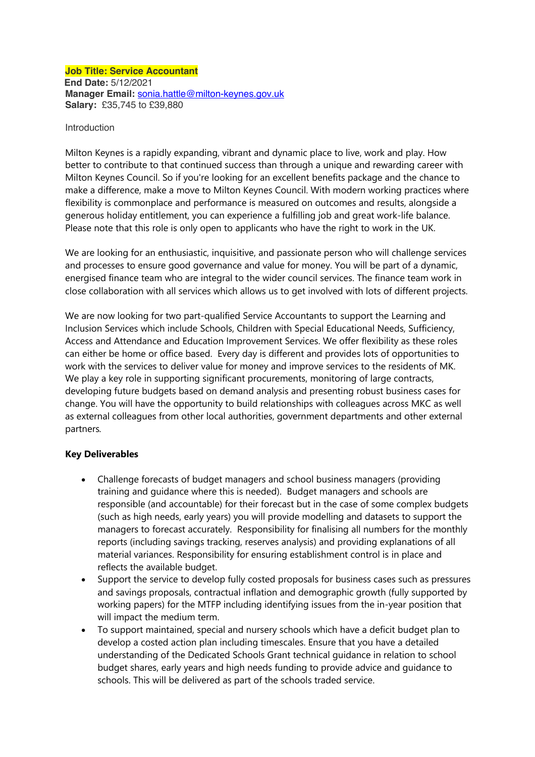**Job Title: Service Accountant**
**End Date:** 5/12/2021
**Manager Email:** sonia.hattle@milton-keynes.gov.uk
**Salary:** £35,745 to £39,880

Introduction

Milton Keynes is a rapidly expanding, vibrant and dynamic place to live, work and play. How better to contribute to that continued success than through a unique and rewarding career with Milton Keynes Council. So if you're looking for an excellent benefits package and the chance to make a difference, make a move to Milton Keynes Council. With modern working practices where flexibility is commonplace and performance is measured on outcomes and results, alongside a generous holiday entitlement, you can experience a fulfilling job and great work-life balance. Please note that this role is only open to applicants who have the right to work in the UK.

We are looking for an enthusiastic, inquisitive, and passionate person who will challenge services and processes to ensure good governance and value for money. You will be part of a dynamic, energised finance team who are integral to the wider council services. The finance team work in close collaboration with all services which allows us to get involved with lots of different projects.

We are now looking for two part-qualified Service Accountants to support the Learning and Inclusion Services which include Schools, Children with Special Educational Needs, Sufficiency, Access and Attendance and Education Improvement Services. We offer flexibility as these roles can either be home or office based. Every day is different and provides lots of opportunities to work with the services to deliver value for money and improve services to the residents of MK. We play a key role in supporting significant procurements, monitoring of large contracts, developing future budgets based on demand analysis and presenting robust business cases for change. You will have the opportunity to build relationships with colleagues across MKC as well as external colleagues from other local authorities, government departments and other external partners.

**Key Deliverables**

- Challenge forecasts of budget managers and school business managers (providing training and guidance where this is needed). Budget managers and schools are responsible (and accountable) for their forecast but in the case of some complex budgets (such as high needs, early years) you will provide modelling and datasets to support the managers to forecast accurately. Responsibility for finalising all numbers for the monthly reports (including savings tracking, reserves analysis) and providing explanations of all material variances. Responsibility for ensuring establishment control is in place and reflects the available budget.
- Support the service to develop fully costed proposals for business cases such as pressures and savings proposals, contractual inflation and demographic growth (fully supported by working papers) for the MTFP including identifying issues from the in-year position that will impact the medium term.
- To support maintained, special and nursery schools which have a deficit budget plan to develop a costed action plan including timescales. Ensure that you have a detailed understanding of the Dedicated Schools Grant technical guidance in relation to school budget shares, early years and high needs funding to provide advice and guidance to schools. This will be delivered as part of the schools traded service.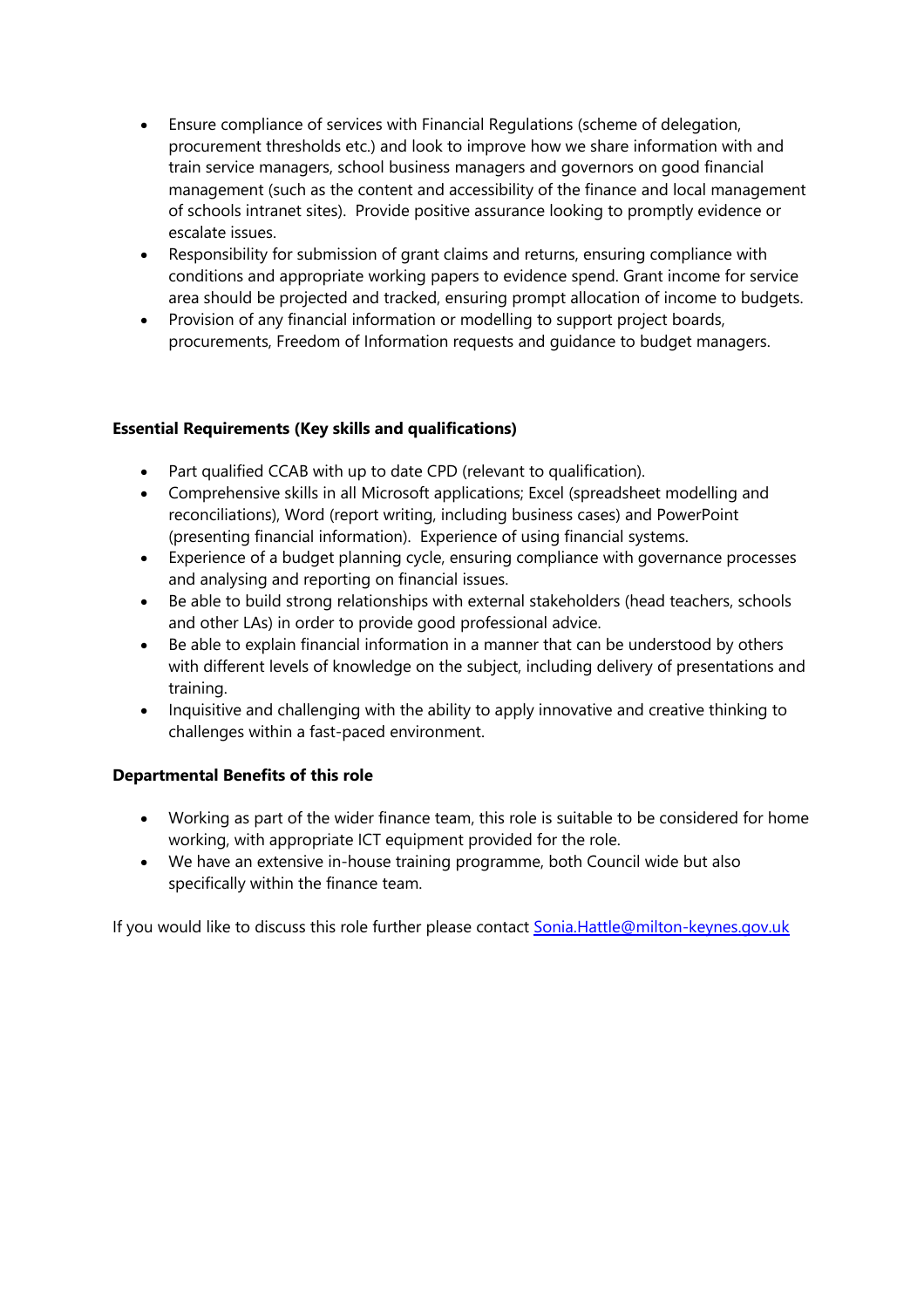- Ensure compliance of services with Financial Regulations (scheme of delegation, procurement thresholds etc.) and look to improve how we share information with and train service managers, school business managers and governors on good financial management (such as the content and accessibility of the finance and local management of schools intranet sites). Provide positive assurance looking to promptly evidence or escalate issues.
- Responsibility for submission of grant claims and returns, ensuring compliance with conditions and appropriate working papers to evidence spend. Grant income for service area should be projected and tracked, ensuring prompt allocation of income to budgets.
- Provision of any financial information or modelling to support project boards, procurements, Freedom of Information requests and guidance to budget managers.

**Essential Requirements (Key skills and qualifications)**

- Part qualified CCAB with up to date CPD (relevant to qualification).
- Comprehensive skills in all Microsoft applications; Excel (spreadsheet modelling and reconciliations), Word (report writing, including business cases) and PowerPoint (presenting financial information). Experience of using financial systems.
- Experience of a budget planning cycle, ensuring compliance with governance processes and analysing and reporting on financial issues.
- Be able to build strong relationships with external stakeholders (head teachers, schools and other LAs) in order to provide good professional advice.
- Be able to explain financial information in a manner that can be understood by others with different levels of knowledge on the subject, including delivery of presentations and training.
- Inquisitive and challenging with the ability to apply innovative and creative thinking to challenges within a fast-paced environment.

**Departmental Benefits of this role**

- Working as part of the wider finance team, this role is suitable to be considered for home working, with appropriate ICT equipment provided for the role.
- We have an extensive in-house training programme, both Council wide but also specifically within the finance team.

If you would like to discuss this role further please contact Sonia.Hattle@milton-keynes.gov.uk